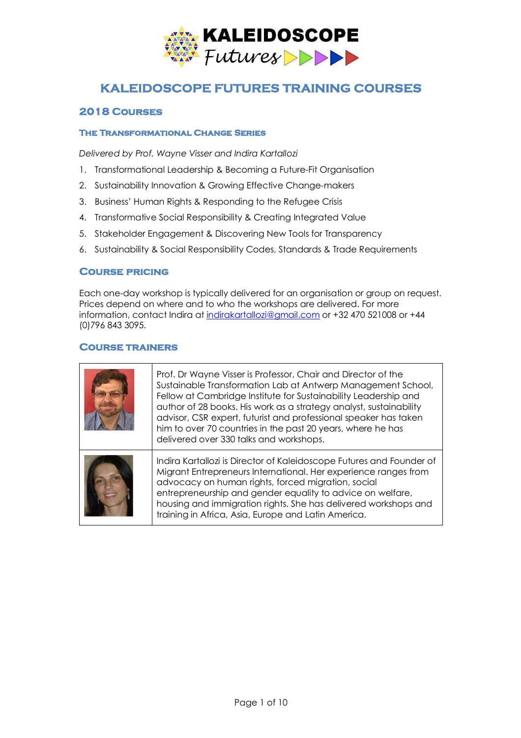# KALEIDOSCOPE FUTURES TRAINING COURSES

## 2018 Courses

### The Transformational Change Series

*Delivered by Prof. Wayne Visser and Indira Kartallozi*

1. Transformational Leadership & Becoming a Future-Fit Organisation
2. Sustainability Innovation & Growing Effective Change-makers
3. Business' Human Rights & Responding to the Refugee Crisis
4. Transformative Social Responsibility & Creating Integrated Value
5. Stakeholder Engagement & Discovering New Tools for Transparency
6. Sustainability & Social Responsibility Codes, Standards & Trade Requirements

## Course pricing

Each one-day workshop is typically delivered for an organisation or group on request. Prices depend on where and to who the workshops are delivered. For more information, contact Indira at indirakartallozi@gmail.com or +32 470 521008 or +44 (0)796 843 3095.

## Course trainers

| | |
|---|---|
| | Prof. Dr Wayne Visser is Professor, Chair and Director of the Sustainable Transformation Lab at Antwerp Management School, Fellow at Cambridge Institute for Sustainability Leadership and author of 28 books. His work as a strategy analyst, sustainability advisor, CSR expert, futurist and professional speaker has taken him to over 70 countries in the past 20 years, where he has delivered over 330 talks and workshops. |
| | Indira Kartallozi is Director of Kaleidoscope Futures and Founder of Migrant Entrepreneurs International. Her experience ranges from advocacy on human rights, forced migration, social entrepreneurship and gender equality to advice on welfare, housing and immigration rights. She has delivered workshops and training in Africa, Asia, Europe and Latin America. |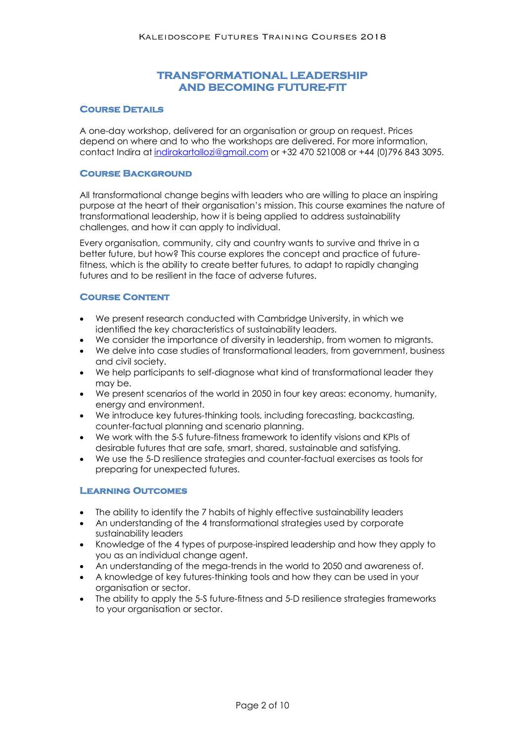# TRANSFORMATIONAL LEADERSHIP AND BECOMING FUTURE-FIT

## Course Details

A one-day workshop, delivered for an organisation or group on request. Prices depend on where and to who the workshops are delivered. For more information, contact Indira at indirakartallozi@gmail.com or +32 470 521008 or +44 (0)796 843 3095.

## Course Background

All transformational change begins with leaders who are willing to place an inspiring purpose at the heart of their organisation's mission. This course examines the nature of transformational leadership, how it is being applied to address sustainability challenges, and how it can apply to individual.

Every organisation, community, city and country wants to survive and thrive in a better future, but how? This course explores the concept and practice of future-fitness, which is the ability to create better futures, to adapt to rapidly changing futures and to be resilient in the face of adverse futures.

## Course Content

- We present research conducted with Cambridge University, in which we identified the key characteristics of sustainability leaders.
- We consider the importance of diversity in leadership, from women to migrants.
- We delve into case studies of transformational leaders, from government, business and civil society.
- We help participants to self-diagnose what kind of transformational leader they may be.
- We present scenarios of the world in 2050 in four key areas: economy, humanity, energy and environment.
- We introduce key futures-thinking tools, including forecasting, backcasting, counter-factual planning and scenario planning.
- We work with the 5-S future-fitness framework to identify visions and KPIs of desirable futures that are safe, smart, shared, sustainable and satisfying.
- We use the 5-D resilience strategies and counter-factual exercises as tools for preparing for unexpected futures.

## Learning Outcomes

- The ability to identify the 7 habits of highly effective sustainability leaders
- An understanding of the 4 transformational strategies used by corporate sustainability leaders
- Knowledge of the 4 types of purpose-inspired leadership and how they apply to you as an individual change agent.
- An understanding of the mega-trends in the world to 2050 and awareness of.
- A knowledge of key futures-thinking tools and how they can be used in your organisation or sector.
- The ability to apply the 5-S future-fitness and 5-D resilience strategies frameworks to your organisation or sector.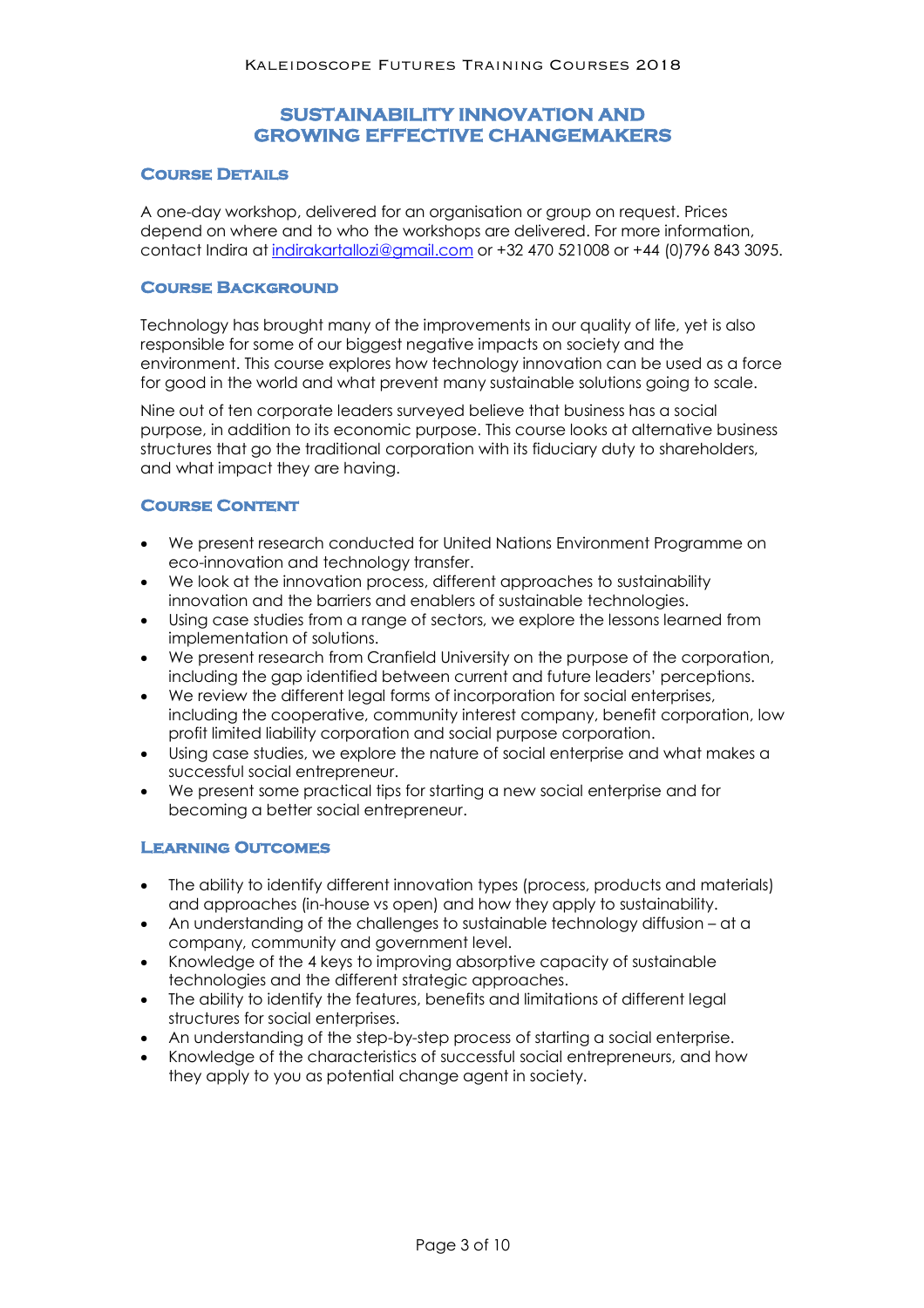# SUSTAINABILITY INNOVATION AND GROWING EFFECTIVE CHANGEMAKERS

## Course Details

A one-day workshop, delivered for an organisation or group on request. Prices depend on where and to who the workshops are delivered. For more information, contact Indira at indirakartallozi@gmail.com or +32 470 521008 or +44 (0)796 843 3095.

## Course Background

Technology has brought many of the improvements in our quality of life, yet is also responsible for some of our biggest negative impacts on society and the environment. This course explores how technology innovation can be used as a force for good in the world and what prevent many sustainable solutions going to scale.

Nine out of ten corporate leaders surveyed believe that business has a social purpose, in addition to its economic purpose. This course looks at alternative business structures that go the traditional corporation with its fiduciary duty to shareholders, and what impact they are having.

## Course Content

- We present research conducted for United Nations Environment Programme on eco-innovation and technology transfer.
- We look at the innovation process, different approaches to sustainability innovation and the barriers and enablers of sustainable technologies.
- Using case studies from a range of sectors, we explore the lessons learned from implementation of solutions.
- We present research from Cranfield University on the purpose of the corporation, including the gap identified between current and future leaders' perceptions.
- We review the different legal forms of incorporation for social enterprises, including the cooperative, community interest company, benefit corporation, low profit limited liability corporation and social purpose corporation.
- Using case studies, we explore the nature of social enterprise and what makes a successful social entrepreneur.
- We present some practical tips for starting a new social enterprise and for becoming a better social entrepreneur.

## Learning Outcomes

- The ability to identify different innovation types (process, products and materials) and approaches (in-house vs open) and how they apply to sustainability.
- An understanding of the challenges to sustainable technology diffusion – at a company, community and government level.
- Knowledge of the 4 keys to improving absorptive capacity of sustainable technologies and the different strategic approaches.
- The ability to identify the features, benefits and limitations of different legal structures for social enterprises.
- An understanding of the step-by-step process of starting a social enterprise.
- Knowledge of the characteristics of successful social entrepreneurs, and how they apply to you as potential change agent in society.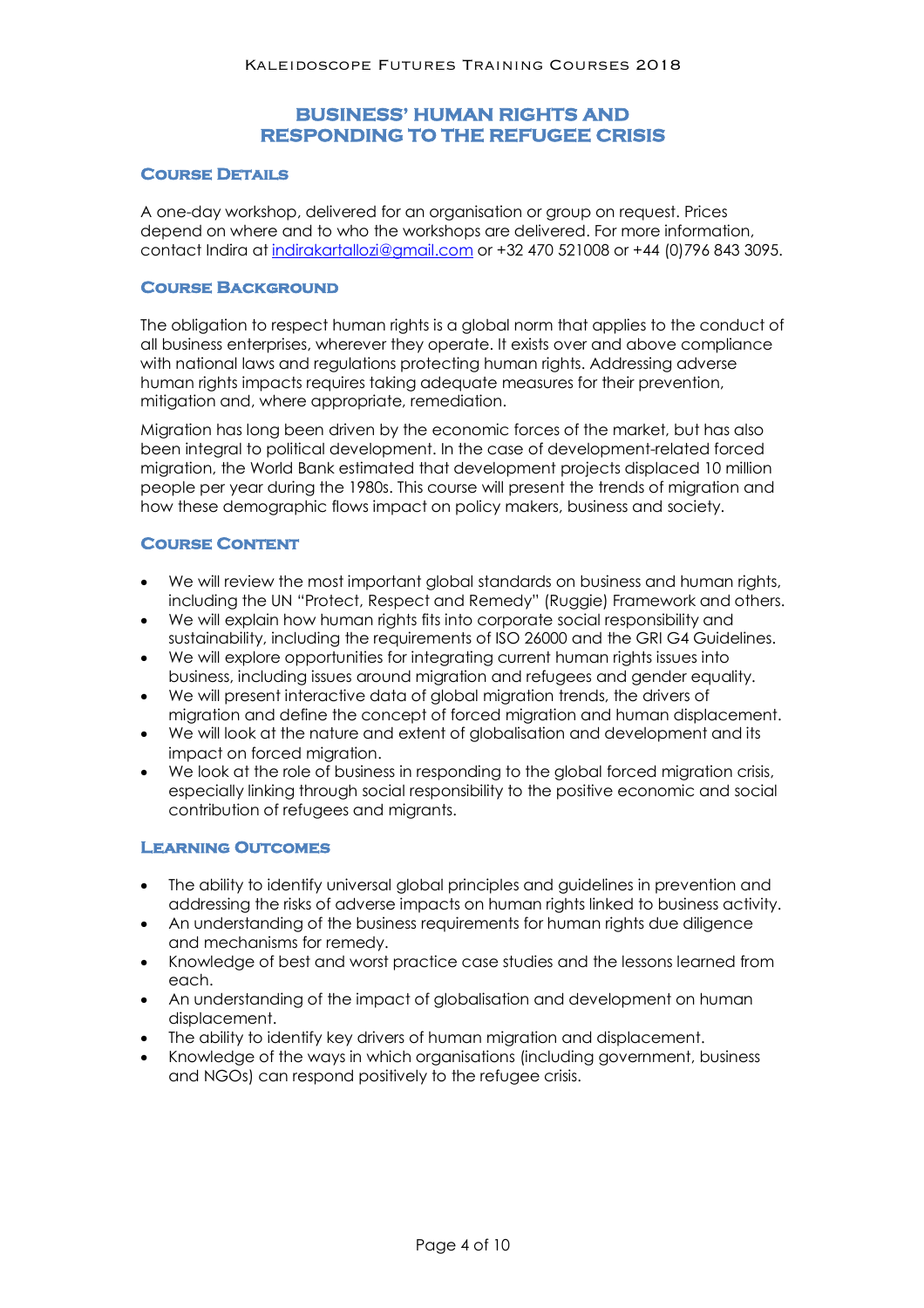# BUSINESS' HUMAN RIGHTS AND RESPONDING TO THE REFUGEE CRISIS

## Course Details

A one-day workshop, delivered for an organisation or group on request. Prices depend on where and to who the workshops are delivered. For more information, contact Indira at indirakartallozi@gmail.com or +32 470 521008 or +44 (0)796 843 3095.

## Course Background

The obligation to respect human rights is a global norm that applies to the conduct of all business enterprises, wherever they operate. It exists over and above compliance with national laws and regulations protecting human rights. Addressing adverse human rights impacts requires taking adequate measures for their prevention, mitigation and, where appropriate, remediation.

Migration has long been driven by the economic forces of the market, but has also been integral to political development. In the case of development-related forced migration, the World Bank estimated that development projects displaced 10 million people per year during the 1980s. This course will present the trends of migration and how these demographic flows impact on policy makers, business and society.

## Course Content

- We will review the most important global standards on business and human rights, including the UN "Protect, Respect and Remedy" (Ruggie) Framework and others.
- We will explain how human rights fits into corporate social responsibility and sustainability, including the requirements of ISO 26000 and the GRI G4 Guidelines.
- We will explore opportunities for integrating current human rights issues into business, including issues around migration and refugees and gender equality.
- We will present interactive data of global migration trends, the drivers of migration and define the concept of forced migration and human displacement.
- We will look at the nature and extent of globalisation and development and its impact on forced migration.
- We look at the role of business in responding to the global forced migration crisis, especially linking through social responsibility to the positive economic and social contribution of refugees and migrants.

## Learning Outcomes

- The ability to identify universal global principles and guidelines in prevention and addressing the risks of adverse impacts on human rights linked to business activity.
- An understanding of the business requirements for human rights due diligence and mechanisms for remedy.
- Knowledge of best and worst practice case studies and the lessons learned from each.
- An understanding of the impact of globalisation and development on human displacement.
- The ability to identify key drivers of human migration and displacement.
- Knowledge of the ways in which organisations (including government, business and NGOs) can respond positively to the refugee crisis.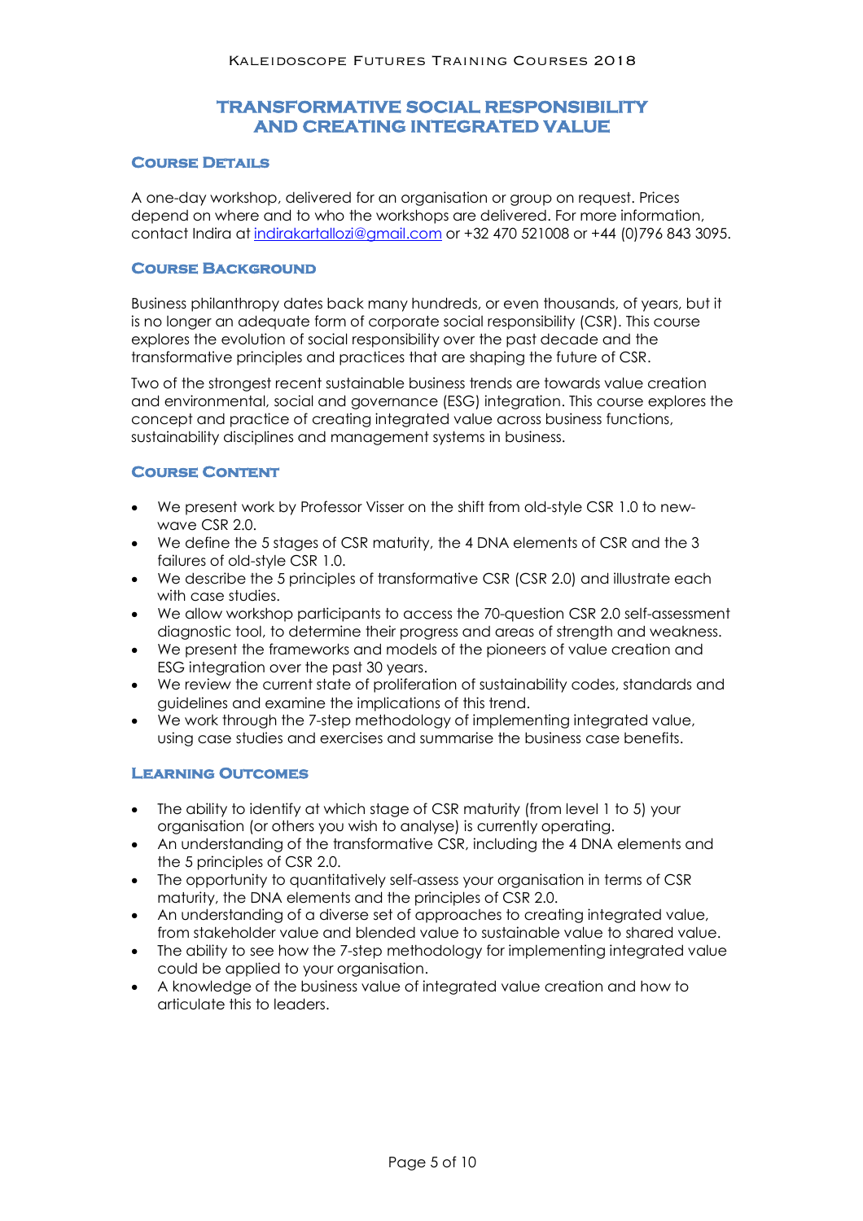# Transformative Social Responsibility and Creating Integrated Value

## Course Details

A one-day workshop, delivered for an organisation or group on request. Prices depend on where and to who the workshops are delivered. For more information, contact Indira at [indirakartallozi@gmail.com](mailto:indirakartallozi@gmail.com) or +32 470 521008 or +44 (0)796 843 3095.

## Course Background

Business philanthropy dates back many hundreds, or even thousands, of years, but it is no longer an adequate form of corporate social responsibility (CSR). This course explores the evolution of social responsibility over the past decade and the transformative principles and practices that are shaping the future of CSR.

Two of the strongest recent sustainable business trends are towards value creation and environmental, social and governance (ESG) integration. This course explores the concept and practice of creating integrated value across business functions, sustainability disciplines and management systems in business.

## Course Content

- We present work by Professor Visser on the shift from old-style CSR 1.0 to new-wave CSR 2.0.
- We define the 5 stages of CSR maturity, the 4 DNA elements of CSR and the 3 failures of old-style CSR 1.0.
- We describe the 5 principles of transformative CSR (CSR 2.0) and illustrate each with case studies.
- We allow workshop participants to access the 70-question CSR 2.0 self-assessment diagnostic tool, to determine their progress and areas of strength and weakness.
- We present the frameworks and models of the pioneers of value creation and ESG integration over the past 30 years.
- We review the current state of proliferation of sustainability codes, standards and guidelines and examine the implications of this trend.
- We work through the 7-step methodology of implementing integrated value, using case studies and exercises and summarise the business case benefits.

## Learning Outcomes

- The ability to identify at which stage of CSR maturity (from level 1 to 5) your organisation (or others you wish to analyse) is currently operating.
- An understanding of the transformative CSR, including the 4 DNA elements and the 5 principles of CSR 2.0.
- The opportunity to quantitatively self-assess your organisation in terms of CSR maturity, the DNA elements and the principles of CSR 2.0.
- An understanding of a diverse set of approaches to creating integrated value, from stakeholder value and blended value to sustainable value to shared value.
- The ability to see how the 7-step methodology for implementing integrated value could be applied to your organisation.
- A knowledge of the business value of integrated value creation and how to articulate this to leaders.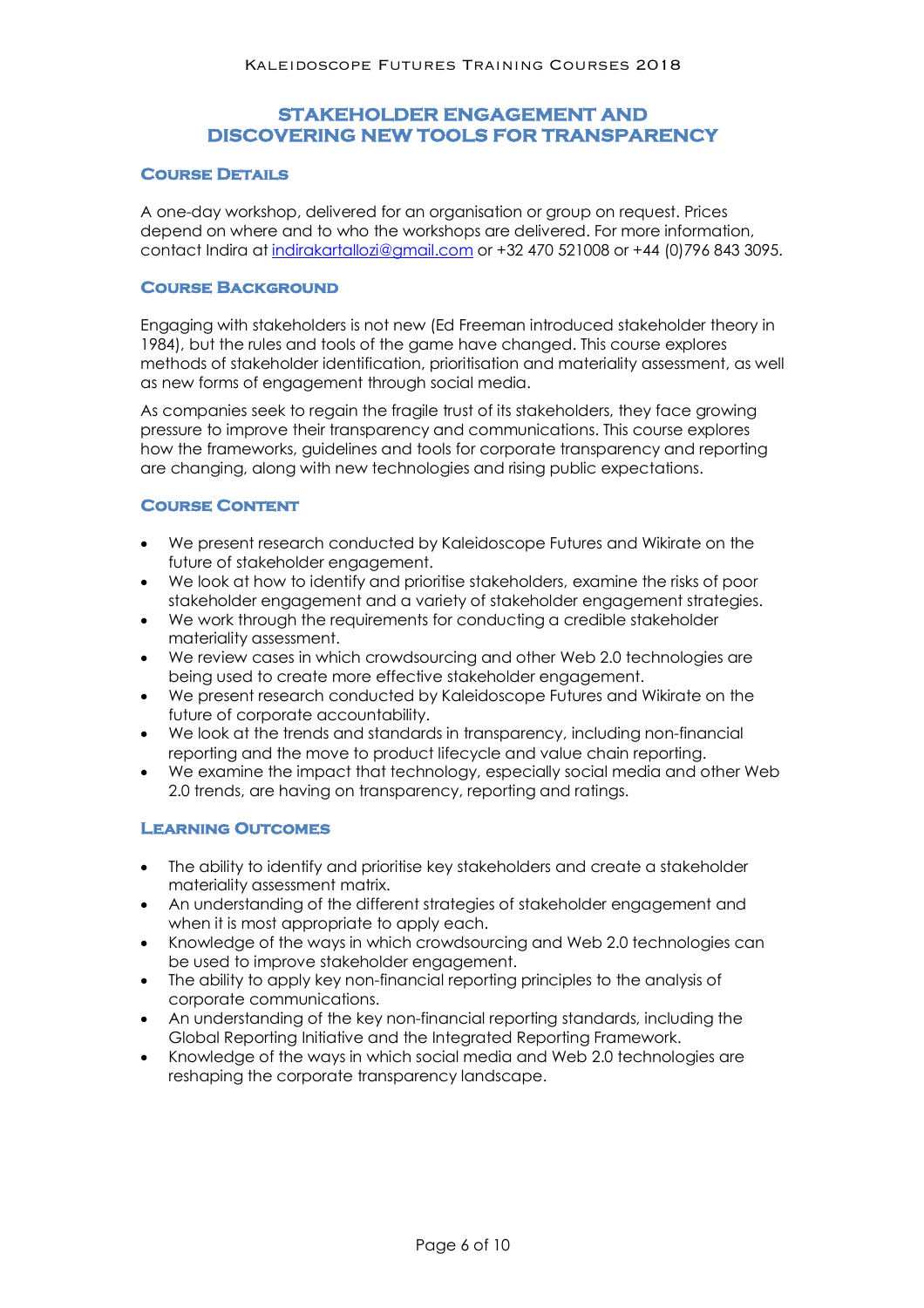# STAKEHOLDER ENGAGEMENT AND DISCOVERING NEW TOOLS FOR TRANSPARENCY

## Course Details

A one-day workshop, delivered for an organisation or group on request. Prices depend on where and to who the workshops are delivered. For more information, contact Indira at indirakartallozi@gmail.com or +32 470 521008 or +44 (0)796 843 3095.

## Course Background

Engaging with stakeholders is not new (Ed Freeman introduced stakeholder theory in 1984), but the rules and tools of the game have changed. This course explores methods of stakeholder identification, prioritisation and materiality assessment, as well as new forms of engagement through social media.

As companies seek to regain the fragile trust of its stakeholders, they face growing pressure to improve their transparency and communications. This course explores how the frameworks, guidelines and tools for corporate transparency and reporting are changing, along with new technologies and rising public expectations.

## Course Content

- We present research conducted by Kaleidoscope Futures and Wikirate on the future of stakeholder engagement.
- We look at how to identify and prioritise stakeholders, examine the risks of poor stakeholder engagement and a variety of stakeholder engagement strategies.
- We work through the requirements for conducting a credible stakeholder materiality assessment.
- We review cases in which crowdsourcing and other Web 2.0 technologies are being used to create more effective stakeholder engagement.
- We present research conducted by Kaleidoscope Futures and Wikirate on the future of corporate accountability.
- We look at the trends and standards in transparency, including non-financial reporting and the move to product lifecycle and value chain reporting.
- We examine the impact that technology, especially social media and other Web 2.0 trends, are having on transparency, reporting and ratings.

## Learning Outcomes

- The ability to identify and prioritise key stakeholders and create a stakeholder materiality assessment matrix.
- An understanding of the different strategies of stakeholder engagement and when it is most appropriate to apply each.
- Knowledge of the ways in which crowdsourcing and Web 2.0 technologies can be used to improve stakeholder engagement.
- The ability to apply key non-financial reporting principles to the analysis of corporate communications.
- An understanding of the key non-financial reporting standards, including the Global Reporting Initiative and the Integrated Reporting Framework.
- Knowledge of the ways in which social media and Web 2.0 technologies are reshaping the corporate transparency landscape.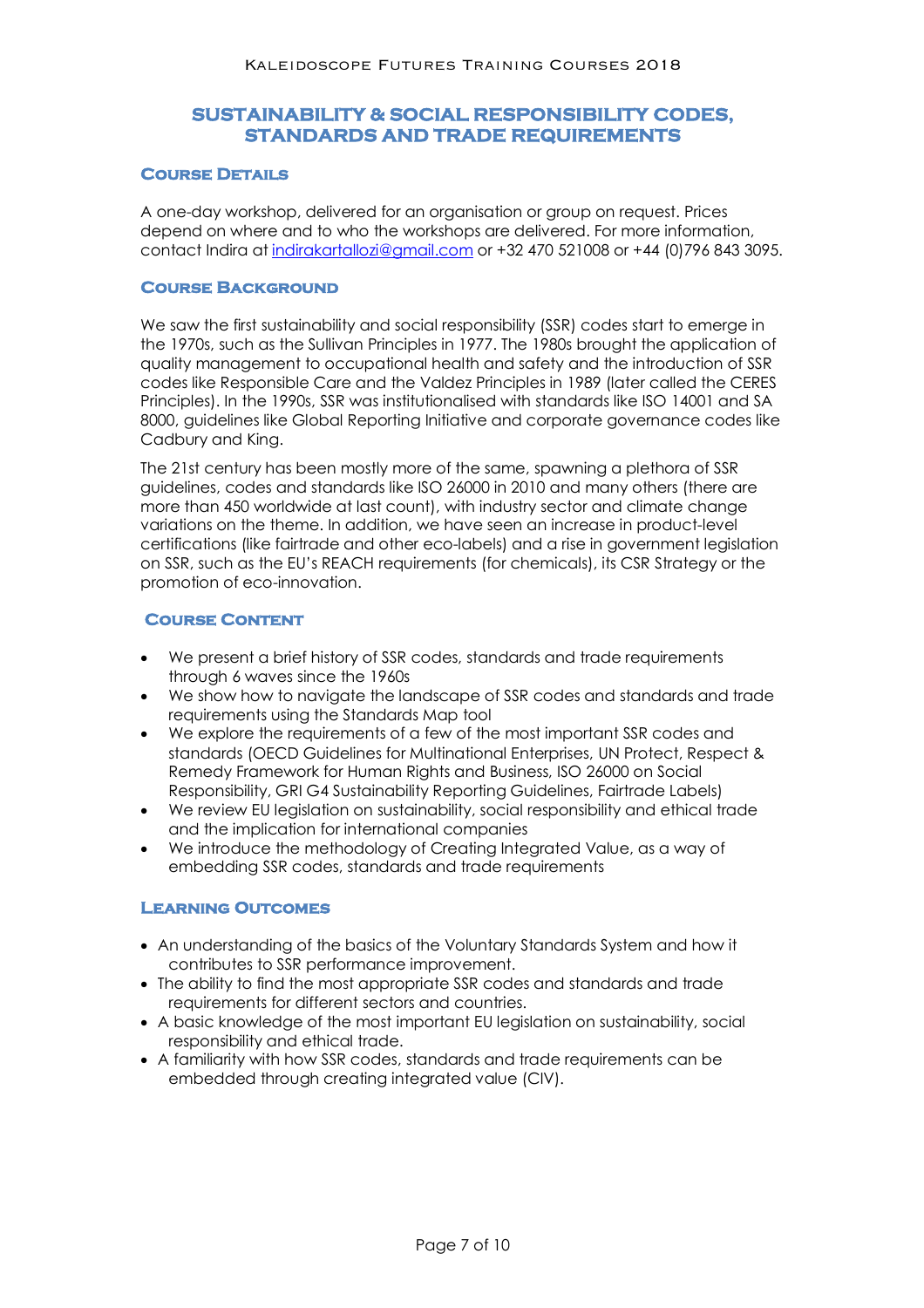## SUSTAINABILITY & SOCIAL RESPONSIBILITY CODES, STANDARDS AND TRADE REQUIREMENTS

### Course Details

A one-day workshop, delivered for an organisation or group on request. Prices depend on where and to who the workshops are delivered. For more information, contact Indira at indirakartallozi@gmail.com or +32 470 521008 or +44 (0)796 843 3095.

### Course Background

We saw the first sustainability and social responsibility (SSR) codes start to emerge in the 1970s, such as the Sullivan Principles in 1977. The 1980s brought the application of quality management to occupational health and safety and the introduction of SSR codes like Responsible Care and the Valdez Principles in 1989 (later called the CERES Principles). In the 1990s, SSR was institutionalised with standards like ISO 14001 and SA 8000, guidelines like Global Reporting Initiative and corporate governance codes like Cadbury and King.

The 21st century has been mostly more of the same, spawning a plethora of SSR guidelines, codes and standards like ISO 26000 in 2010 and many others (there are more than 450 worldwide at last count), with industry sector and climate change variations on the theme. In addition, we have seen an increase in product-level certifications (like fairtrade and other eco-labels) and a rise in government legislation on SSR, such as the EU's REACH requirements (for chemicals), its CSR Strategy or the promotion of eco-innovation.

### Course Content

- We present a brief history of SSR codes, standards and trade requirements through 6 waves since the 1960s
- We show how to navigate the landscape of SSR codes and standards and trade requirements using the Standards Map tool
- We explore the requirements of a few of the most important SSR codes and standards (OECD Guidelines for Multinational Enterprises, UN Protect, Respect & Remedy Framework for Human Rights and Business, ISO 26000 on Social Responsibility, GRI G4 Sustainability Reporting Guidelines, Fairtrade Labels)
- We review EU legislation on sustainability, social responsibility and ethical trade and the implication for international companies
- We introduce the methodology of Creating Integrated Value, as a way of embedding SSR codes, standards and trade requirements

### Learning Outcomes

- An understanding of the basics of the Voluntary Standards System and how it contributes to SSR performance improvement.
- The ability to find the most appropriate SSR codes and standards and trade requirements for different sectors and countries.
- A basic knowledge of the most important EU legislation on sustainability, social responsibility and ethical trade.
- A familiarity with how SSR codes, standards and trade requirements can be embedded through creating integrated value (CIV).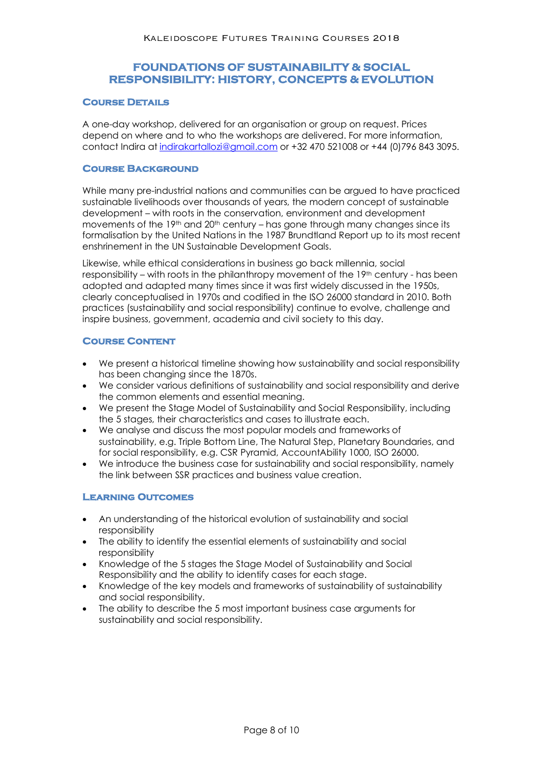# FOUNDATIONS OF SUSTAINABILITY & SOCIAL RESPONSIBILITY: HISTORY, CONCEPTS & EVOLUTION

## Course Details

A one-day workshop, delivered for an organisation or group on request. Prices depend on where and to who the workshops are delivered. For more information, contact Indira at indirakartallozi@gmail.com or +32 470 521008 or +44 (0)796 843 3095.

## Course Background

While many pre-industrial nations and communities can be argued to have practiced sustainable livelihoods over thousands of years, the modern concept of sustainable development – with roots in the conservation, environment and development movements of the 19th and 20th century – has gone through many changes since its formalisation by the United Nations in the 1987 Brundtland Report up to its most recent enshrinement in the UN Sustainable Development Goals.

Likewise, while ethical considerations in business go back millennia, social responsibility – with roots in the philanthropy movement of the 19th century - has been adopted and adapted many times since it was first widely discussed in the 1950s, clearly conceptualised in 1970s and codified in the ISO 26000 standard in 2010. Both practices (sustainability and social responsibility) continue to evolve, challenge and inspire business, government, academia and civil society to this day.

## Course Content

- We present a historical timeline showing how sustainability and social responsibility has been changing since the 1870s.
- We consider various definitions of sustainability and social responsibility and derive the common elements and essential meaning.
- We present the Stage Model of Sustainability and Social Responsibility, including the 5 stages, their characteristics and cases to illustrate each.
- We analyse and discuss the most popular models and frameworks of sustainability, e.g. Triple Bottom Line, The Natural Step, Planetary Boundaries, and for social responsibility, e.g. CSR Pyramid, AccountAbility 1000, ISO 26000.
- We introduce the business case for sustainability and social responsibility, namely the link between SSR practices and business value creation.

## Learning Outcomes

- An understanding of the historical evolution of sustainability and social responsibility
- The ability to identify the essential elements of sustainability and social responsibility
- Knowledge of the 5 stages the Stage Model of Sustainability and Social Responsibility and the ability to identify cases for each stage.
- Knowledge of the key models and frameworks of sustainability of sustainability and social responsibility.
- The ability to describe the 5 most important business case arguments for sustainability and social responsibility.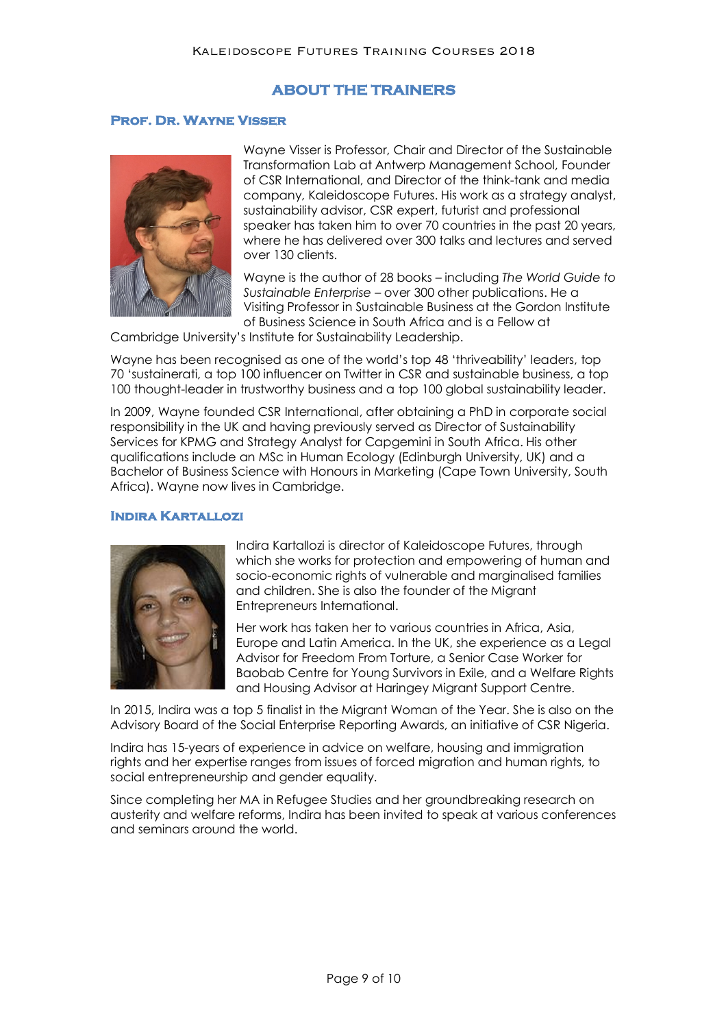# ABOUT THE TRAINERS

## Prof. Dr. Wayne Visser

Wayne Visser is Professor, Chair and Director of the Sustainable Transformation Lab at Antwerp Management School, Founder of CSR International, and Director of the think-tank and media company, Kaleidoscope Futures. His work as a strategy analyst, sustainability advisor, CSR expert, futurist and professional speaker has taken him to over 70 countries in the past 20 years, where he has delivered over 300 talks and lectures and served over 130 clients.

Wayne is the author of 28 books – including *The World Guide to Sustainable Enterprise* – over 300 other publications. He a Visiting Professor in Sustainable Business at the Gordon Institute of Business Science in South Africa and is a Fellow at Cambridge University's Institute for Sustainability Leadership.

Wayne has been recognised as one of the world's top 48 'thriveability' leaders, top 70 'sustainerati, a top 100 influencer on Twitter in CSR and sustainable business, a top 100 thought-leader in trustworthy business and a top 100 global sustainability leader.

In 2009, Wayne founded CSR International, after obtaining a PhD in corporate social responsibility in the UK and having previously served as Director of Sustainability Services for KPMG and Strategy Analyst for Capgemini in South Africa. His other qualifications include an MSc in Human Ecology (Edinburgh University, UK) and a Bachelor of Business Science with Honours in Marketing (Cape Town University, South Africa). Wayne now lives in Cambridge.

## Indira Kartallozi

Indira Kartallozi is director of Kaleidoscope Futures, through which she works for protection and empowering of human and socio-economic rights of vulnerable and marginalised families and children. She is also the founder of the Migrant Entrepreneurs International.

Her work has taken her to various countries in Africa, Asia, Europe and Latin America. In the UK, she experience as a Legal Advisor for Freedom From Torture, a Senior Case Worker for Baobab Centre for Young Survivors in Exile, and a Welfare Rights and Housing Advisor at Haringey Migrant Support Centre.

In 2015, Indira was a top 5 finalist in the Migrant Woman of the Year. She is also on the Advisory Board of the Social Enterprise Reporting Awards, an initiative of CSR Nigeria.

Indira has 15-years of experience in advice on welfare, housing and immigration rights and her expertise ranges from issues of forced migration and human rights, to social entrepreneurship and gender equality.

Since completing her MA in Refugee Studies and her groundbreaking research on austerity and welfare reforms, Indira has been invited to speak at various conferences and seminars around the world.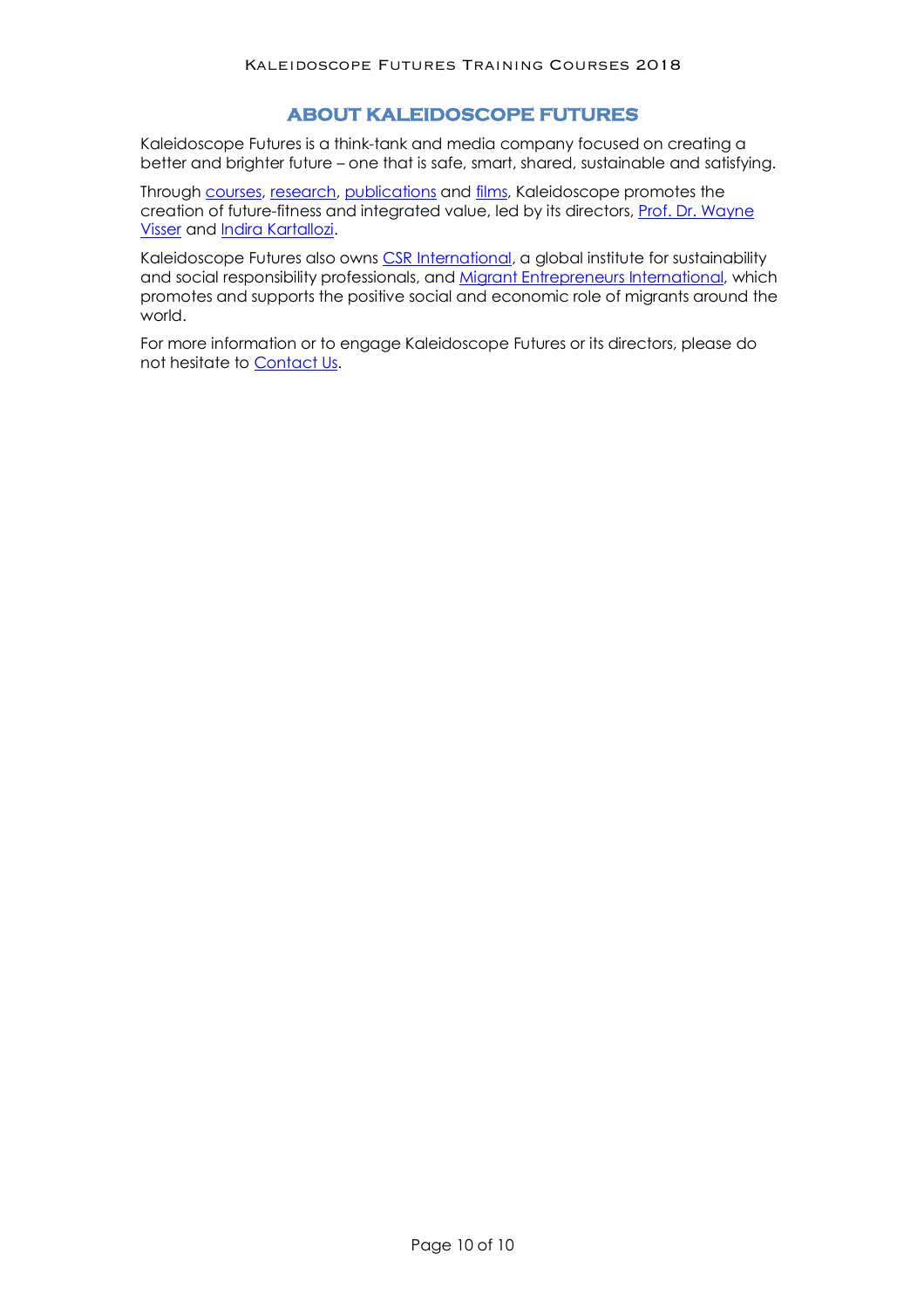## ABOUT KALEIDOSCOPE FUTURES

Kaleidoscope Futures is a think-tank and media company focused on creating a better and brighter future – one that is safe, smart, shared, sustainable and satisfying.

Through courses, research, publications and films, Kaleidoscope promotes the creation of future-fitness and integrated value, led by its directors, Prof. Dr. Wayne Visser and Indira Kartallozi.

Kaleidoscope Futures also owns CSR International, a global institute for sustainability and social responsibility professionals, and Migrant Entrepreneurs International, which promotes and supports the positive social and economic role of migrants around the world.

For more information or to engage Kaleidoscope Futures or its directors, please do not hesitate to Contact Us.